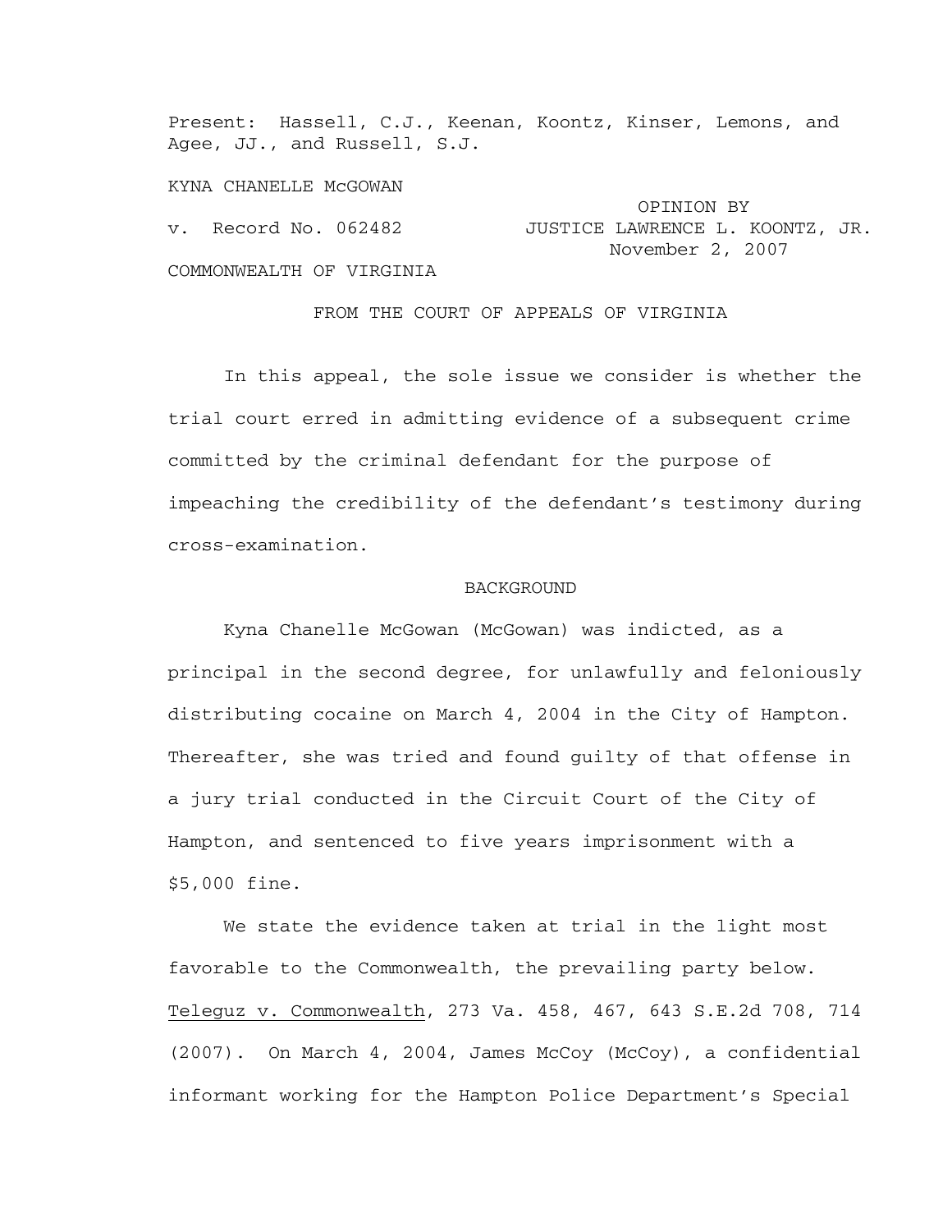Present: Hassell, C.J., Keenan, Koontz, Kinser, Lemons, and Agee, JJ., and Russell, S.J.

KYNA CHANELLE McGOWAN

v. Record No. 062482

OPINION BY JUSTICE LAWRENCE L. KOONTZ, JR.
November 2, 2007

COMMONWEALTH OF VIRGINIA

FROM THE COURT OF APPEALS OF VIRGINIA

In this appeal, the sole issue we consider is whether the trial court erred in admitting evidence of a subsequent crime committed by the criminal defendant for the purpose of impeaching the credibility of the defendant's testimony during cross-examination.

## BACKGROUND

Kyna Chanelle McGowan (McGowan) was indicted, as a principal in the second degree, for unlawfully and feloniously distributing cocaine on March 4, 2004 in the City of Hampton. Thereafter, she was tried and found guilty of that offense in a jury trial conducted in the Circuit Court of the City of Hampton, and sentenced to five years imprisonment with a $5,000 fine.

We state the evidence taken at trial in the light most favorable to the Commonwealth, the prevailing party below. Teleguz v. Commonwealth, 273 Va. 458, 467, 643 S.E.2d 708, 714 (2007). On March 4, 2004, James McCoy (McCoy), a confidential informant working for the Hampton Police Department's Special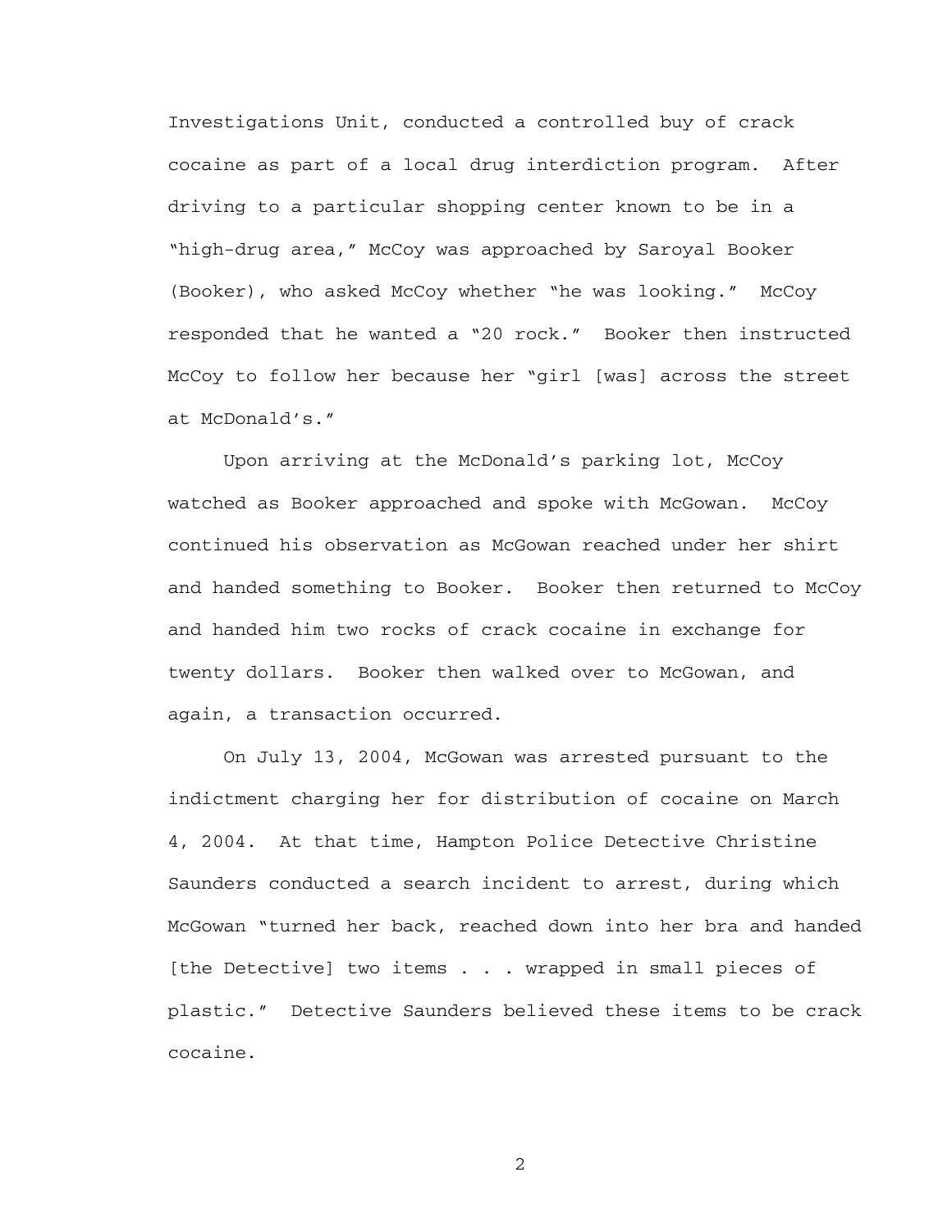Investigations Unit, conducted a controlled buy of crack cocaine as part of a local drug interdiction program. After driving to a particular shopping center known to be in a "high-drug area," McCoy was approached by Saroyal Booker (Booker), who asked McCoy whether "he was looking." McCoy responded that he wanted a "20 rock." Booker then instructed McCoy to follow her because her "girl [was] across the street at McDonald's."

Upon arriving at the McDonald's parking lot, McCoy watched as Booker approached and spoke with McGowan. McCoy continued his observation as McGowan reached under her shirt and handed something to Booker. Booker then returned to McCoy and handed him two rocks of crack cocaine in exchange for twenty dollars. Booker then walked over to McGowan, and again, a transaction occurred.

On July 13, 2004, McGowan was arrested pursuant to the indictment charging her for distribution of cocaine on March 4, 2004. At that time, Hampton Police Detective Christine Saunders conducted a search incident to arrest, during which McGowan "turned her back, reached down into her bra and handed [the Detective] two items . . . wrapped in small pieces of plastic." Detective Saunders believed these items to be crack cocaine.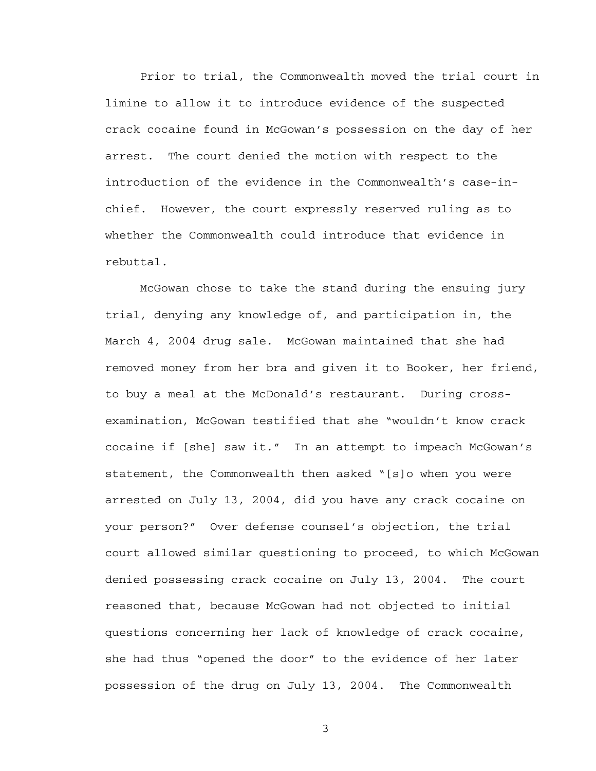Prior to trial, the Commonwealth moved the trial court in limine to allow it to introduce evidence of the suspected crack cocaine found in McGowan's possession on the day of her arrest. The court denied the motion with respect to the introduction of the evidence in the Commonwealth's case-in-chief. However, the court expressly reserved ruling as to whether the Commonwealth could introduce that evidence in rebuttal.

McGowan chose to take the stand during the ensuing jury trial, denying any knowledge of, and participation in, the March 4, 2004 drug sale. McGowan maintained that she had removed money from her bra and given it to Booker, her friend, to buy a meal at the McDonald's restaurant. During cross-examination, McGowan testified that she "wouldn't know crack cocaine if [she] saw it." In an attempt to impeach McGowan's statement, the Commonwealth then asked "[s]o when you were arrested on July 13, 2004, did you have any crack cocaine on your person?" Over defense counsel's objection, the trial court allowed similar questioning to proceed, to which McGowan denied possessing crack cocaine on July 13, 2004. The court reasoned that, because McGowan had not objected to initial questions concerning her lack of knowledge of crack cocaine, she had thus "opened the door" to the evidence of her later possession of the drug on July 13, 2004. The Commonwealth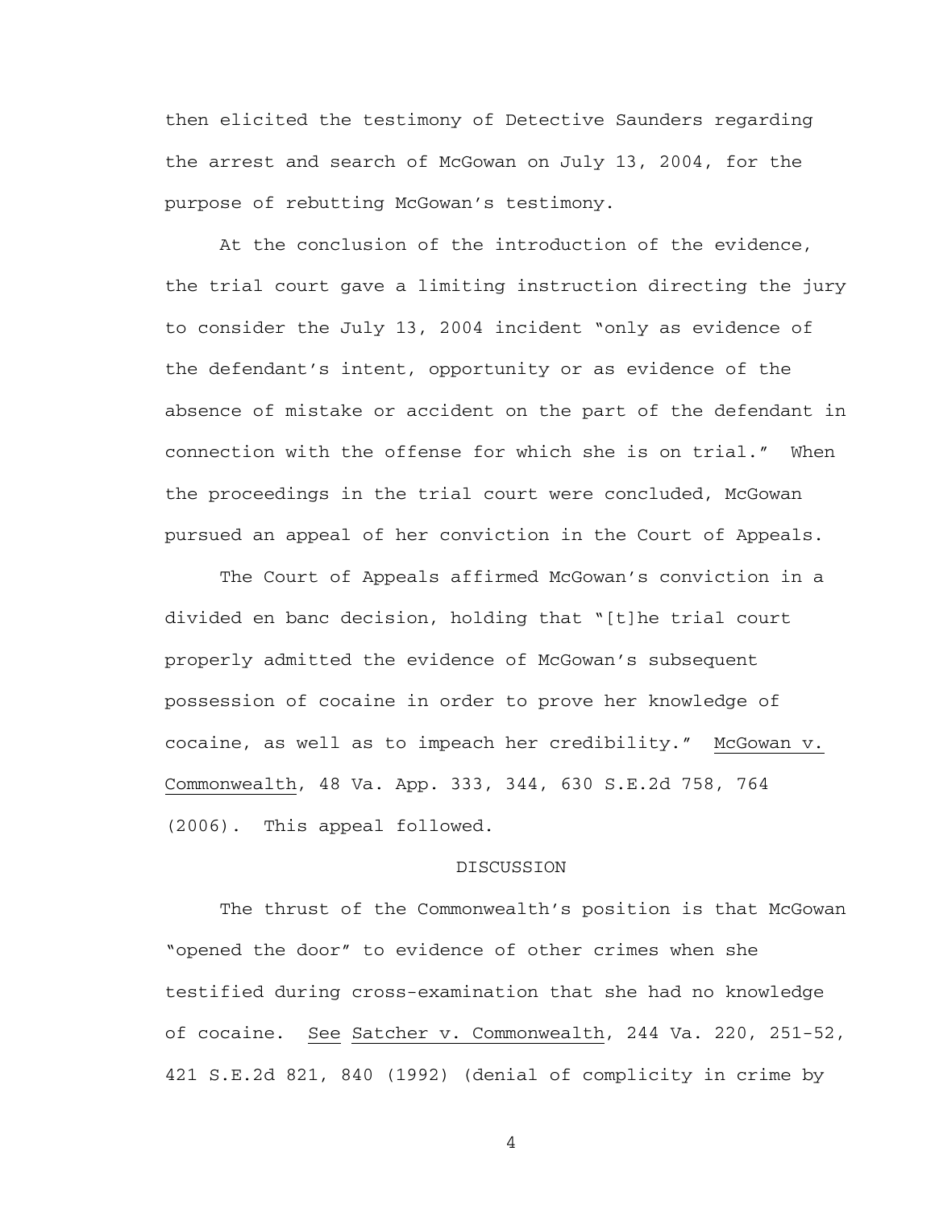then elicited the testimony of Detective Saunders regarding the arrest and search of McGowan on July 13, 2004, for the purpose of rebutting McGowan's testimony.

At the conclusion of the introduction of the evidence, the trial court gave a limiting instruction directing the jury to consider the July 13, 2004 incident "only as evidence of the defendant's intent, opportunity or as evidence of the absence of mistake or accident on the part of the defendant in connection with the offense for which she is on trial." When the proceedings in the trial court were concluded, McGowan pursued an appeal of her conviction in the Court of Appeals.

The Court of Appeals affirmed McGowan's conviction in a divided en banc decision, holding that "[t]he trial court properly admitted the evidence of McGowan's subsequent possession of cocaine in order to prove her knowledge of cocaine, as well as to impeach her credibility." McGowan v. Commonwealth, 48 Va. App. 333, 344, 630 S.E.2d 758, 764 (2006). This appeal followed.

## DISCUSSION

The thrust of the Commonwealth's position is that McGowan "opened the door" to evidence of other crimes when she testified during cross-examination that she had no knowledge of cocaine. See Satcher v. Commonwealth, 244 Va. 220, 251-52, 421 S.E.2d 821, 840 (1992) (denial of complicity in crime by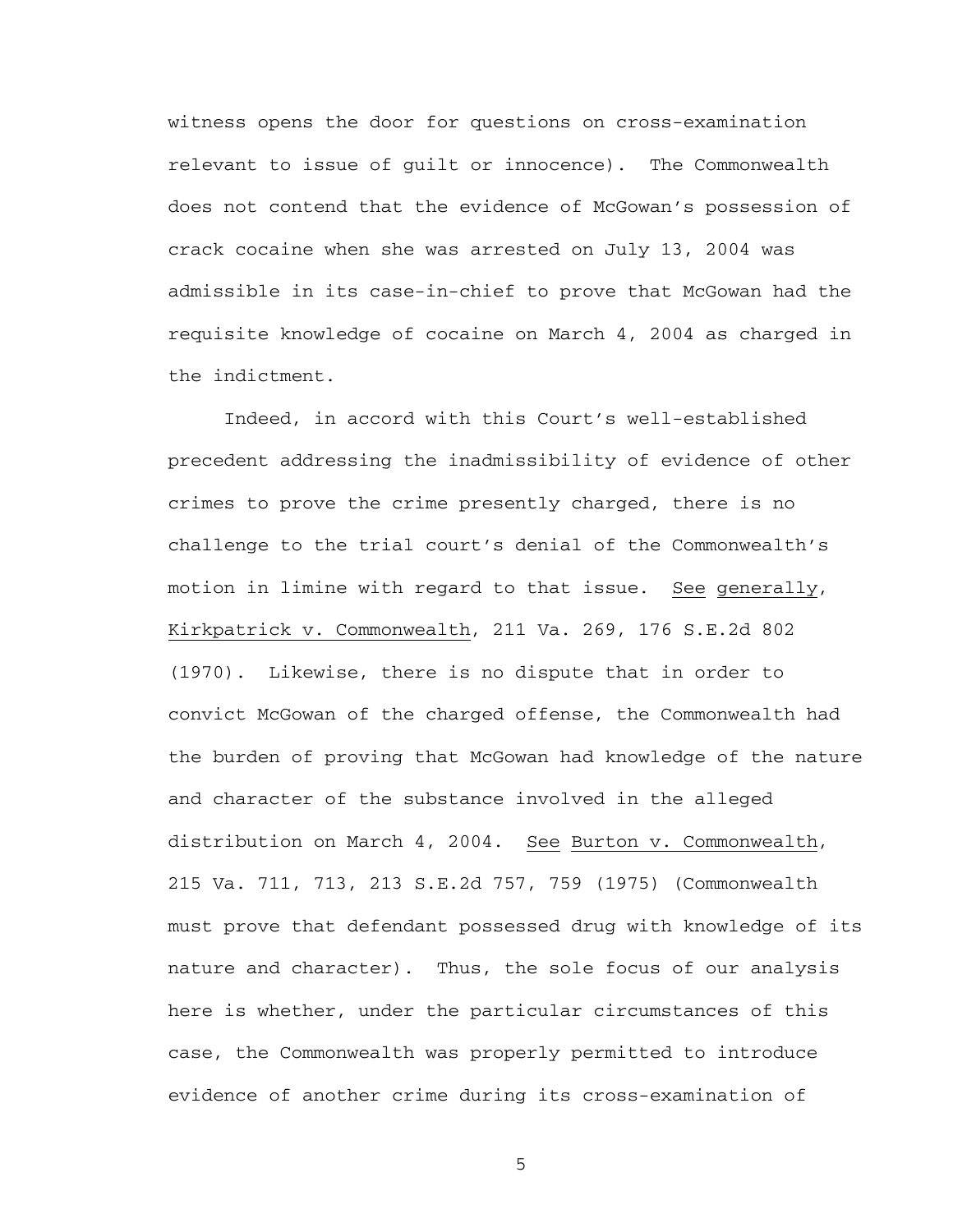witness opens the door for questions on cross-examination relevant to issue of guilt or innocence). The Commonwealth does not contend that the evidence of McGowan's possession of crack cocaine when she was arrested on July 13, 2004 was admissible in its case-in-chief to prove that McGowan had the requisite knowledge of cocaine on March 4, 2004 as charged in the indictment.

Indeed, in accord with this Court's well-established precedent addressing the inadmissibility of evidence of other crimes to prove the crime presently charged, there is no challenge to the trial court's denial of the Commonwealth's motion in limine with regard to that issue. See generally, Kirkpatrick v. Commonwealth, 211 Va. 269, 176 S.E.2d 802 (1970). Likewise, there is no dispute that in order to convict McGowan of the charged offense, the Commonwealth had the burden of proving that McGowan had knowledge of the nature and character of the substance involved in the alleged distribution on March 4, 2004. See Burton v. Commonwealth, 215 Va. 711, 713, 213 S.E.2d 757, 759 (1975) (Commonwealth must prove that defendant possessed drug with knowledge of its nature and character). Thus, the sole focus of our analysis here is whether, under the particular circumstances of this case, the Commonwealth was properly permitted to introduce evidence of another crime during its cross-examination of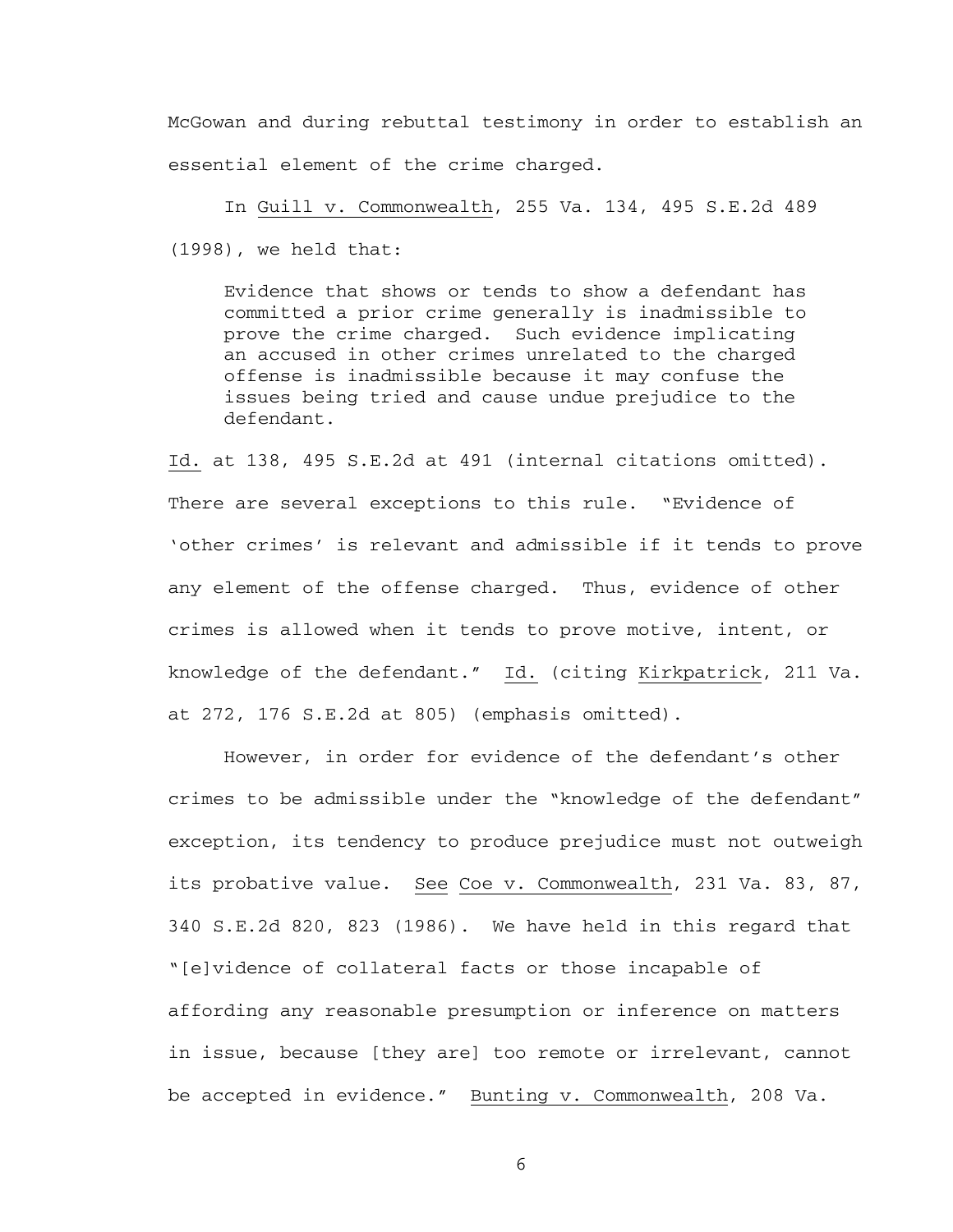McGowan and during rebuttal testimony in order to establish an essential element of the crime charged.

In Guill v. Commonwealth, 255 Va. 134, 495 S.E.2d 489 (1998), we held that:

> Evidence that shows or tends to show a defendant has committed a prior crime generally is inadmissible to prove the crime charged. Such evidence implicating an accused in other crimes unrelated to the charged offense is inadmissible because it may confuse the issues being tried and cause undue prejudice to the defendant.

Id. at 138, 495 S.E.2d at 491 (internal citations omitted). There are several exceptions to this rule. "Evidence of 'other crimes' is relevant and admissible if it tends to prove any element of the offense charged. Thus, evidence of other crimes is allowed when it tends to prove motive, intent, or knowledge of the defendant." Id. (citing Kirkpatrick, 211 Va. at 272, 176 S.E.2d at 805) (emphasis omitted).

However, in order for evidence of the defendant's other crimes to be admissible under the "knowledge of the defendant" exception, its tendency to produce prejudice must not outweigh its probative value. See Coe v. Commonwealth, 231 Va. 83, 87, 340 S.E.2d 820, 823 (1986). We have held in this regard that "[e]vidence of collateral facts or those incapable of affording any reasonable presumption or inference on matters in issue, because [they are] too remote or irrelevant, cannot be accepted in evidence." Bunting v. Commonwealth, 208 Va.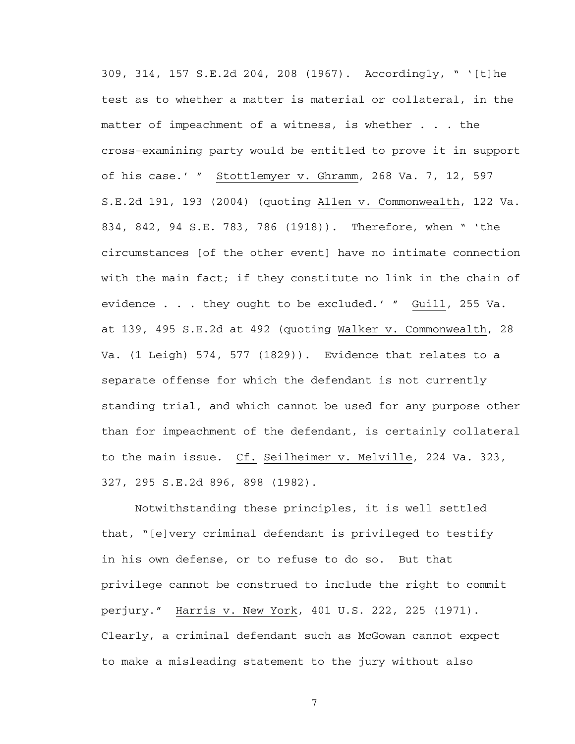309, 314, 157 S.E.2d 204, 208 (1967). Accordingly, " '[t]he test as to whether a matter is material or collateral, in the matter of impeachment of a witness, is whether . . . the cross-examining party would be entitled to prove it in support of his case.' " Stottlemyer v. Ghramm, 268 Va. 7, 12, 597 S.E.2d 191, 193 (2004) (quoting Allen v. Commonwealth, 122 Va. 834, 842, 94 S.E. 783, 786 (1918)). Therefore, when " 'the circumstances [of the other event] have no intimate connection with the main fact; if they constitute no link in the chain of evidence . . . they ought to be excluded.' " Guill, 255 Va. at 139, 495 S.E.2d at 492 (quoting Walker v. Commonwealth, 28 Va. (1 Leigh) 574, 577 (1829)). Evidence that relates to a separate offense for which the defendant is not currently standing trial, and which cannot be used for any purpose other than for impeachment of the defendant, is certainly collateral to the main issue. Cf. Seilheimer v. Melville, 224 Va. 323, 327, 295 S.E.2d 896, 898 (1982).

Notwithstanding these principles, it is well settled that, "[e]very criminal defendant is privileged to testify in his own defense, or to refuse to do so. But that privilege cannot be construed to include the right to commit perjury." Harris v. New York, 401 U.S. 222, 225 (1971). Clearly, a criminal defendant such as McGowan cannot expect to make a misleading statement to the jury without also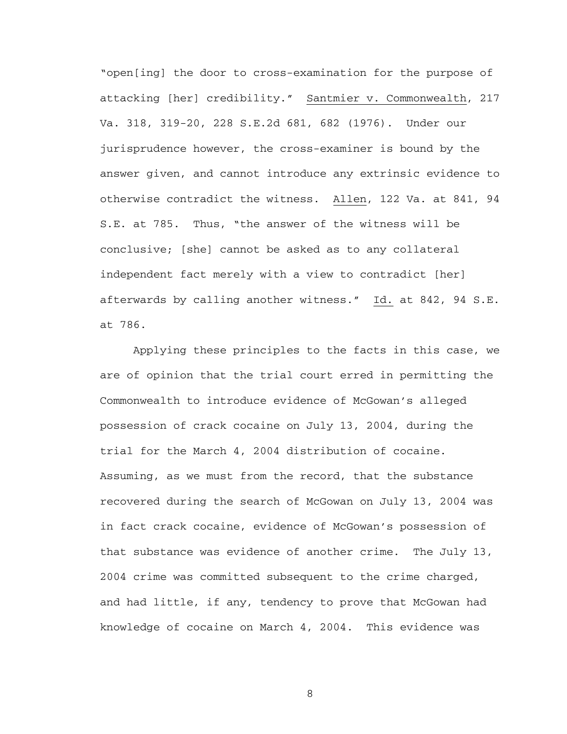"open[ing] the door to cross-examination for the purpose of attacking [her] credibility." Santmier v. Commonwealth, 217 Va. 318, 319-20, 228 S.E.2d 681, 682 (1976). Under our jurisprudence however, the cross-examiner is bound by the answer given, and cannot introduce any extrinsic evidence to otherwise contradict the witness. Allen, 122 Va. at 841, 94 S.E. at 785. Thus, "the answer of the witness will be conclusive; [she] cannot be asked as to any collateral independent fact merely with a view to contradict [her] afterwards by calling another witness." Id. at 842, 94 S.E. at 786.

Applying these principles to the facts in this case, we are of opinion that the trial court erred in permitting the Commonwealth to introduce evidence of McGowan's alleged possession of crack cocaine on July 13, 2004, during the trial for the March 4, 2004 distribution of cocaine. Assuming, as we must from the record, that the substance recovered during the search of McGowan on July 13, 2004 was in fact crack cocaine, evidence of McGowan's possession of that substance was evidence of another crime. The July 13, 2004 crime was committed subsequent to the crime charged, and had little, if any, tendency to prove that McGowan had knowledge of cocaine on March 4, 2004. This evidence was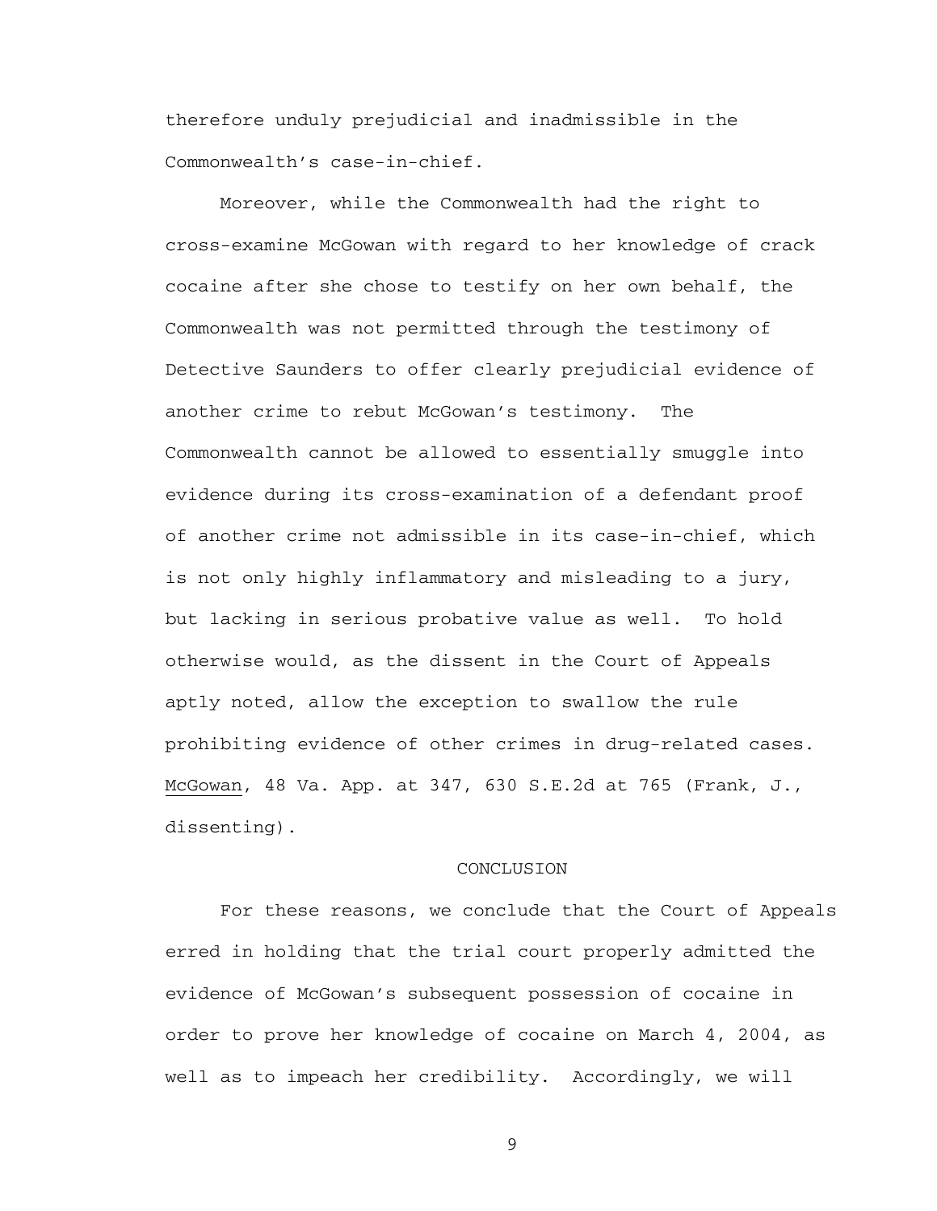therefore unduly prejudicial and inadmissible in the Commonwealth's case-in-chief.

Moreover, while the Commonwealth had the right to cross-examine McGowan with regard to her knowledge of crack cocaine after she chose to testify on her own behalf, the Commonwealth was not permitted through the testimony of Detective Saunders to offer clearly prejudicial evidence of another crime to rebut McGowan's testimony. The Commonwealth cannot be allowed to essentially smuggle into evidence during its cross-examination of a defendant proof of another crime not admissible in its case-in-chief, which is not only highly inflammatory and misleading to a jury, but lacking in serious probative value as well. To hold otherwise would, as the dissent in the Court of Appeals aptly noted, allow the exception to swallow the rule prohibiting evidence of other crimes in drug-related cases. McGowan, 48 Va. App. at 347, 630 S.E.2d at 765 (Frank, J., dissenting).

## CONCLUSION

For these reasons, we conclude that the Court of Appeals erred in holding that the trial court properly admitted the evidence of McGowan's subsequent possession of cocaine in order to prove her knowledge of cocaine on March 4, 2004, as well as to impeach her credibility. Accordingly, we will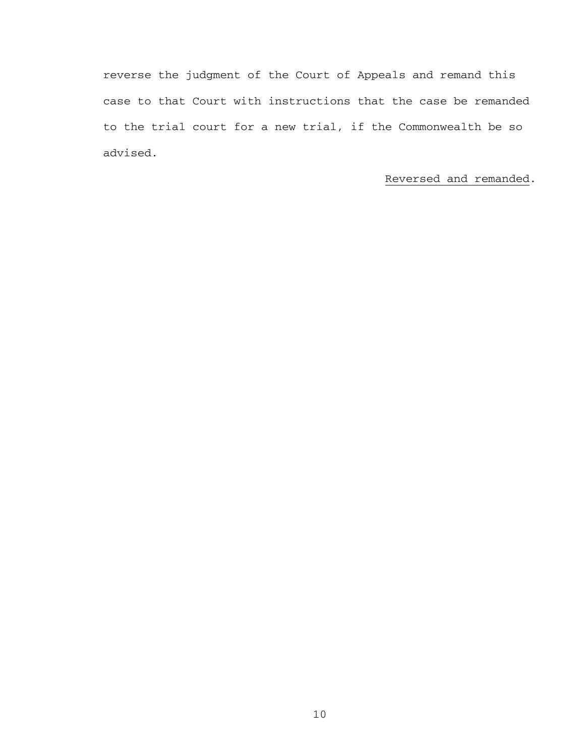reverse the judgment of the Court of Appeals and remand this case to that Court with instructions that the case be remanded to the trial court for a new trial, if the Commonwealth be so advised.

Reversed and remanded.